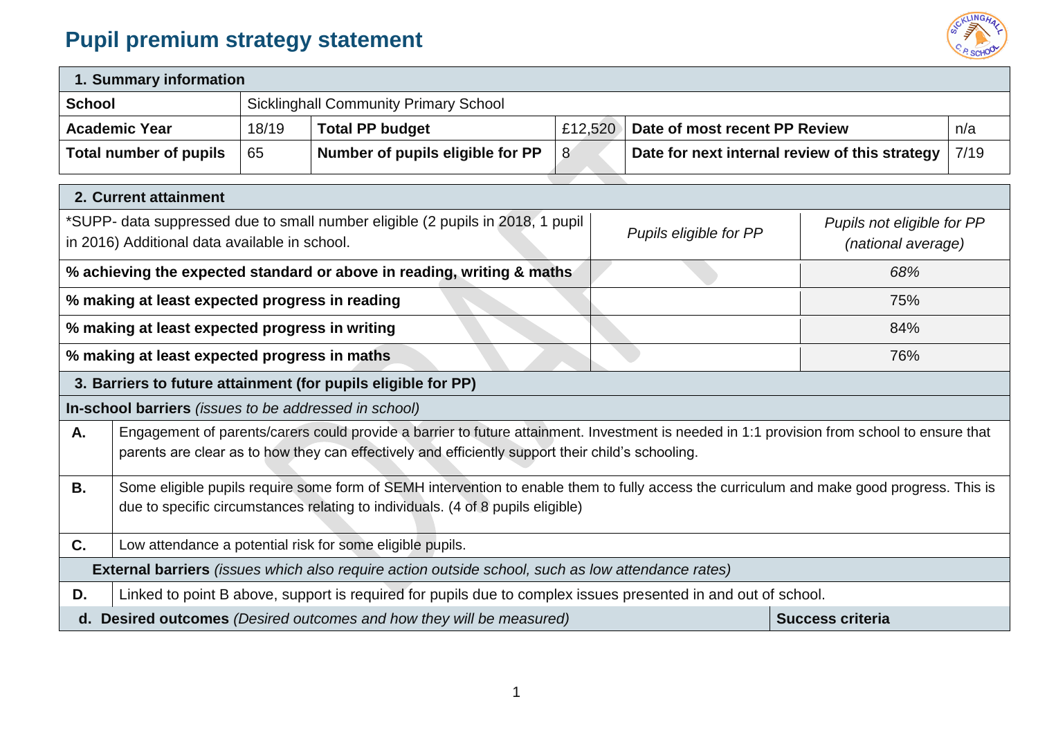# Pupil premium strategy statement

| 1. Summary information | | | | | |
|---|---|---|---|---|---|
| **School** | Sicklinghall Community Primary School | | | | |
| **Academic Year** | 18/19 | **Total PP budget** | £12,520 | **Date of most recent PP Review** | n/a |
| **Total number of pupils** | 65 | **Number of pupils eligible for PP** | 8 | **Date for next internal review of this strategy** | 7/19 |

| 2. Current attainment | | |
|---|---|---|
| *SUPP- data suppressed due to small number eligible (2 pupils in 2018, 1 pupil in 2016) Additional data available in school. | *Pupils eligible for PP* | *Pupils not eligible for PP (national average)* |
| **% achieving the expected standard or above in reading, writing & maths** | | *68%* |
| **% making at least expected progress in reading** | | 75% |
| **% making at least expected progress in writing** | | 84% |
| **% making at least expected progress in maths** | | 76% |

| 3. Barriers to future attainment (for pupils eligible for PP) | |
|---|---|
| **In-school barriers** *(issues to be addressed in school)* | |
| **A.** | Engagement of parents/carers could provide a barrier to future attainment. Investment is needed in 1:1 provision from school to ensure that parents are clear as to how they can effectively and efficiently support their child's schooling. |
| **B.** | Some eligible pupils require some form of SEMH intervention to enable them to fully access the curriculum and make good progress. This is due to specific circumstances relating to individuals. (4 of 8 pupils eligible) |
| **C.** | Low attendance a potential risk for some eligible pupils. |
| **External barriers** *(issues which also require action outside school, such as low attendance rates)* | |
| **D.** | Linked to point B above, support is required for pupils due to complex issues presented in and out of school. |

| d. **Desired outcomes** *(Desired outcomes and how they will be measured)* | **Success criteria** |
|---|---|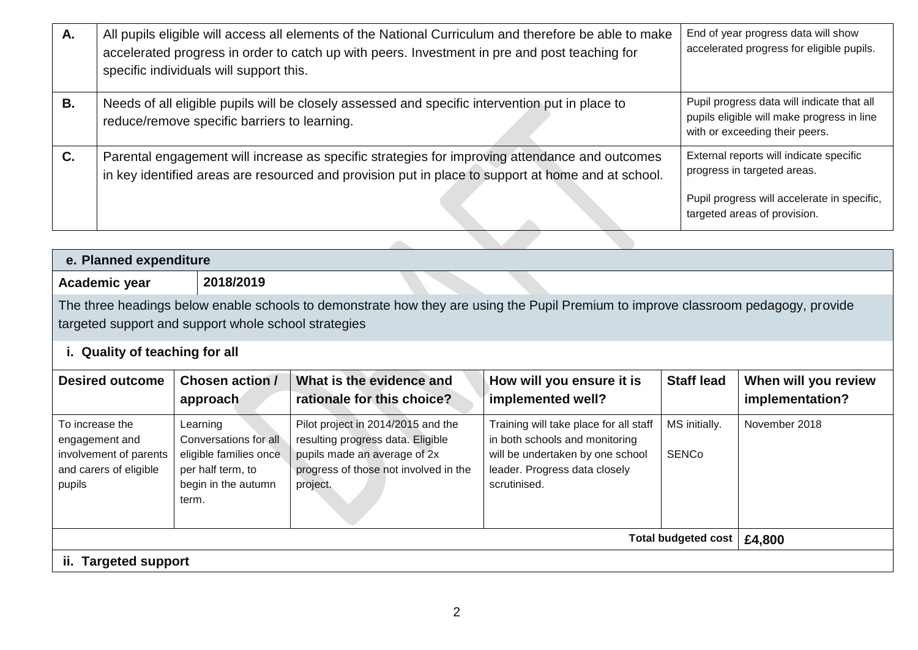| | | |
|---|---|---|
| **A.** | All pupils eligible will access all elements of the National Curriculum and therefore be able to make accelerated progress in order to catch up with peers. Investment in pre and post teaching for specific individuals will support this. | End of year progress data will show accelerated progress for eligible pupils. |
| **B.** | Needs of all eligible pupils will be closely assessed and specific intervention put in place to reduce/remove specific barriers to learning. | Pupil progress data will indicate that all pupils eligible will make progress in line with or exceeding their peers. |
| **C.** | Parental engagement will increase as specific strategies for improving attendance and outcomes in key identified areas are resourced and provision put in place to support at home and at school. | External reports will indicate specific progress in targeted areas.<br><br>Pupil progress will accelerate in specific, targeted areas of provision. |

## e. Planned expenditure

| | |
|---|---|
| **Academic year** | **2018/2019** |

The three headings below enable schools to demonstrate how they are using the Pupil Premium to improve classroom pedagogy, provide targeted support and support whole school strategies

### i. Quality of teaching for all

| Desired outcome | Chosen action / approach | What is the evidence and rationale for this choice? | How will you ensure it is implemented well? | Staff lead | When will you review implementation? |
|---|---|---|---|---|---|
| To increase the engagement and involvement of parents and carers of eligible pupils | Learning Conversations for all eligible families once per half term, to begin in the autumn term. | Pilot project in 2014/2015 and the resulting progress data. Eligible pupils made an average of 2x progress of those not involved in the project. | Training will take place for all staff in both schools and monitoring will be undertaken by one school leader. Progress data closely scrutinised. | MS initially.<br><br>SENCo | November 2018 |
| | | | | **Total budgeted cost** | **£4,800** |

### ii. Targeted support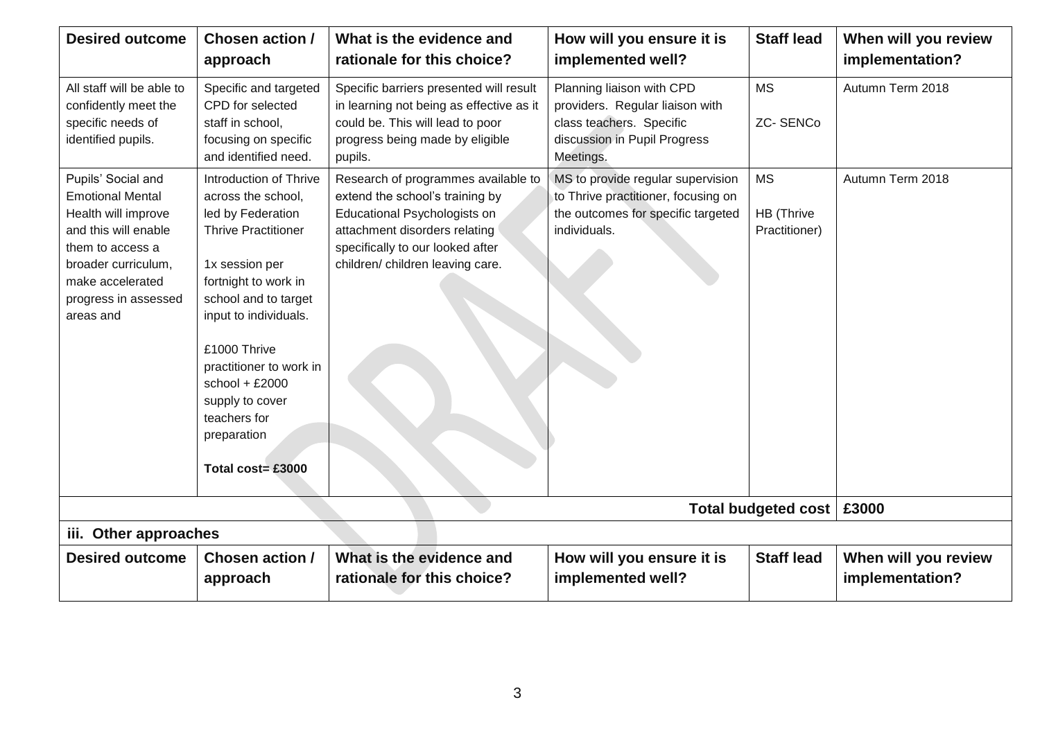| Desired outcome | Chosen action / approach | What is the evidence and rationale for this choice? | How will you ensure it is implemented well? | Staff lead | When will you review implementation? |
|---|---|---|---|---|---|
| All staff will be able to confidently meet the specific needs of identified pupils. | Specific and targeted CPD for selected staff in school, focusing on specific and identified need. | Specific barriers presented will result in learning not being as effective as it could be. This will lead to poor progress being made by eligible pupils. | Planning liaison with CPD providers. Regular liaison with class teachers. Specific discussion in Pupil Progress Meetings. | MS<br><br>ZC- SENCo | Autumn Term 2018 |
| Pupils' Social and Emotional Mental Health will improve and this will enable them to access a broader curriculum, make accelerated progress in assessed areas and | Introduction of Thrive across the school, led by Federation Thrive Practitioner<br><br>1x session per fortnight to work in school and to target input to individuals.<br><br>£1000 Thrive practitioner to work in school + £2000 supply to cover teachers for preparation<br><br>**Total cost= £3000** | Research of programmes available to extend the school's training by Educational Psychologists on attachment disorders relating specifically to our looked after children/ children leaving care. | MS to provide regular supervision to Thrive practitioner, focusing on the outcomes for specific targeted individuals. | MS<br><br>HB (Thrive Practitioner) | Autumn Term 2018 |
| | | | | **Total budgeted cost** | **£3000** |

**iii. Other approaches**

| Desired outcome | Chosen action / approach | What is the evidence and rationale for this choice? | How will you ensure it is implemented well? | Staff lead | When will you review implementation? |
|---|---|---|---|---|---|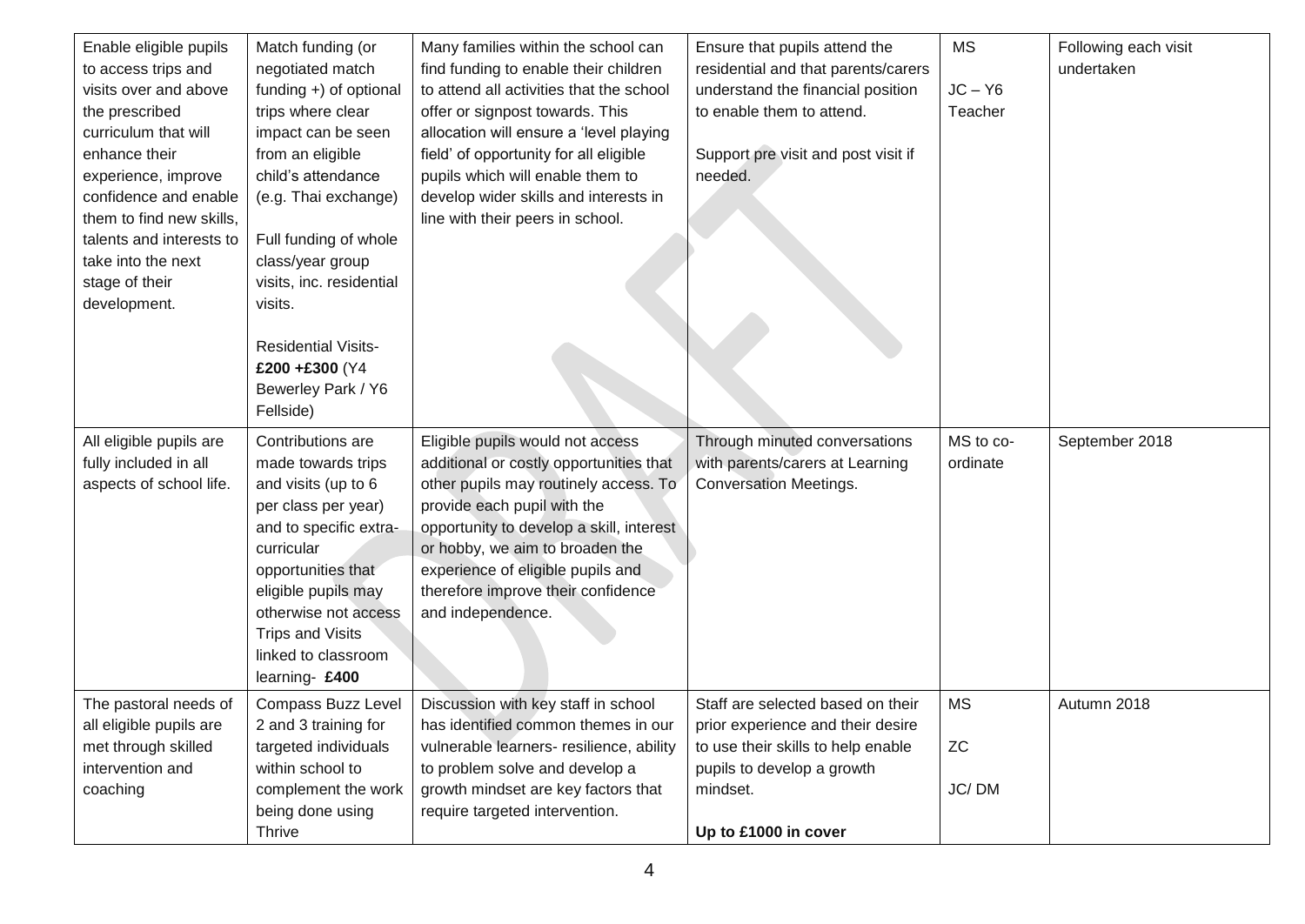| Enable eligible pupils to access trips and visits over and above the prescribed curriculum that will enhance their experience, improve confidence and enable them to find new skills, talents and interests to take into the next stage of their development. | Match funding (or negotiated match funding +) of optional trips where clear impact can be seen from an eligible child's attendance (e.g. Thai exchange)<br><br>Full funding of whole class/year group visits, inc. residential visits.<br><br>Residential Visits- **£200 +£300** (Y4 Bewerley Park / Y6 Fellside) | Many families within the school can find funding to enable their children to attend all activities that the school offer or signpost towards. This allocation will ensure a 'level playing field' of opportunity for all eligible pupils which will enable them to develop wider skills and interests in line with their peers in school. | Ensure that pupils attend the residential and that parents/carers understand the financial position to enable them to attend.<br><br>Support pre visit and post visit if needed. | MS<br><br>JC – Y6 Teacher | Following each visit undertaken |
|---|---|---|---|---|---|
| All eligible pupils are fully included in all aspects of school life. | Contributions are made towards trips and visits (up to 6 per class per year) and to specific extra-curricular opportunities that eligible pupils may otherwise not access Trips and Visits linked to classroom learning- **£400** | Eligible pupils would not access additional or costly opportunities that other pupils may routinely access. To provide each pupil with the opportunity to develop a skill, interest or hobby, we aim to broaden the experience of eligible pupils and therefore improve their confidence and independence. | Through minuted conversations with parents/carers at Learning Conversation Meetings. | MS to co-ordinate | September 2018 |
| The pastoral needs of all eligible pupils are met through skilled intervention and coaching | Compass Buzz Level 2 and 3 training for targeted individuals within school to complement the work being done using Thrive | Discussion with key staff in school has identified common themes in our vulnerable learners- resilience, ability to problem solve and develop a growth mindset are key factors that require targeted intervention. | Staff are selected based on their prior experience and their desire to use their skills to help enable pupils to develop a growth mindset.<br><br>**Up to £1000 in cover** | MS<br><br>ZC<br><br>JC/ DM | Autumn 2018 |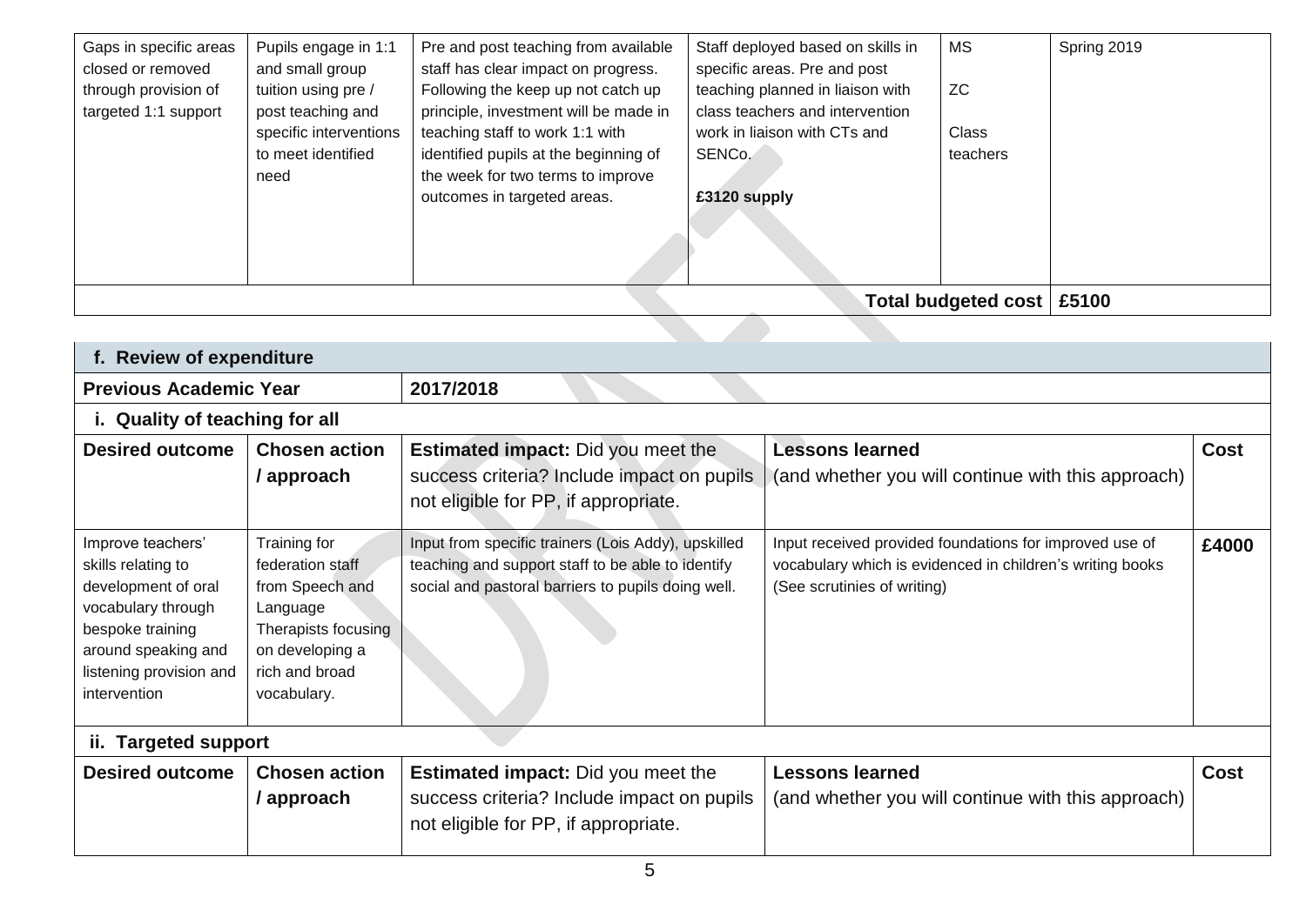| | | | | | |
|---|---|---|---|---|---|
| Gaps in specific areas closed or removed through provision of targeted 1:1 support | Pupils engage in 1:1 and small group tuition using pre / post teaching and specific interventions to meet identified need | Pre and post teaching from available staff has clear impact on progress. Following the keep up not catch up principle, investment will be made in teaching staff to work 1:1 with identified pupils at the beginning of the week for two terms to improve outcomes in targeted areas. | Staff deployed based on skills in specific areas. Pre and post teaching planned in liaison with class teachers and intervention work in liaison with CTs and SENCo.<br><br>**£3120 supply** | MS<br><br>ZC<br><br>Class teachers | Spring 2019 |
| | | | | **Total budgeted cost** | **£5100** |

| **f. Review of expenditure** | | | | |
|---|---|---|---|---|
| **Previous Academic Year** | **2017/2018** | | | |
| **i. Quality of teaching for all** | | | | |
| **Desired outcome** | **Chosen action / approach** | **Estimated impact:** Did you meet the success criteria? Include impact on pupils not eligible for PP, if appropriate. | **Lessons learned** (and whether you will continue with this approach) | **Cost** |
| Improve teachers' skills relating to development of oral vocabulary through bespoke training around speaking and listening provision and intervention | Training for federation staff from Speech and Language Therapists focusing on developing a rich and broad vocabulary. | Input from specific trainers (Lois Addy), upskilled teaching and support staff to be able to identify social and pastoral barriers to pupils doing well. | Input received provided foundations for improved use of vocabulary which is evidenced in children's writing books (See scrutinies of writing) | **£4000** |
| **ii. Targeted support** | | | | |
| **Desired outcome** | **Chosen action / approach** | **Estimated impact:** Did you meet the success criteria? Include impact on pupils not eligible for PP, if appropriate. | **Lessons learned** (and whether you will continue with this approach) | **Cost** |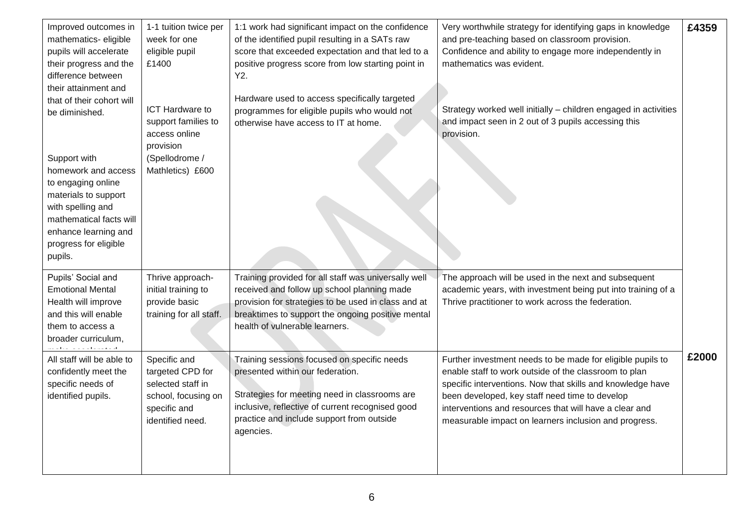| | | | | |
|---|---|---|---|---|
| Improved outcomes in mathematics- eligible pupils will accelerate their progress and the difference between their attainment and that of their cohort will be diminished.<br><br>Support with homework and access to engaging online materials to support with spelling and mathematical facts will enhance learning and progress for eligible pupils. | 1-1 tuition twice per week for one eligible pupil £1400<br><br>ICT Hardware to support families to access online provision (Spellodrome / Mathletics) £600 | 1:1 work had significant impact on the confidence of the identified pupil resulting in a SATs raw score that exceeded expectation and that led to a positive progress score from low starting point in Y2.<br><br>Hardware used to access specifically targeted programmes for eligible pupils who would not otherwise have access to IT at home. | Very worthwhile strategy for identifying gaps in knowledge and pre-teaching based on classroom provision. Confidence and ability to engage more independently in mathematics was evident.<br><br>Strategy worked well initially – children engaged in activities and impact seen in 2 out of 3 pupils accessing this provision. | **£4359** |
| Pupils' Social and Emotional Mental Health will improve and this will enable them to access a broader curriculum, make accelerated | Thrive approach- initial training to provide basic training for all staff. | Training provided for all staff was universally well received and follow up school planning made provision for strategies to be used in class and at breaktimes to support the ongoing positive mental health of vulnerable learners. | The approach will be used in the next and subsequent academic years, with investment being put into training of a Thrive practitioner to work across the federation. | |
| All staff will be able to confidently meet the specific needs of identified pupils. | Specific and targeted CPD for selected staff in school, focusing on specific and identified need. | Training sessions focused on specific needs presented within our federation.<br><br>Strategies for meeting need in classrooms are inclusive, reflective of current recognised good practice and include support from outside agencies. | Further investment needs to be made for eligible pupils to enable staff to work outside of the classroom to plan specific interventions. Now that skills and knowledge have been developed, key staff need time to develop interventions and resources that will have a clear and measurable impact on learners inclusion and progress. | **£2000** |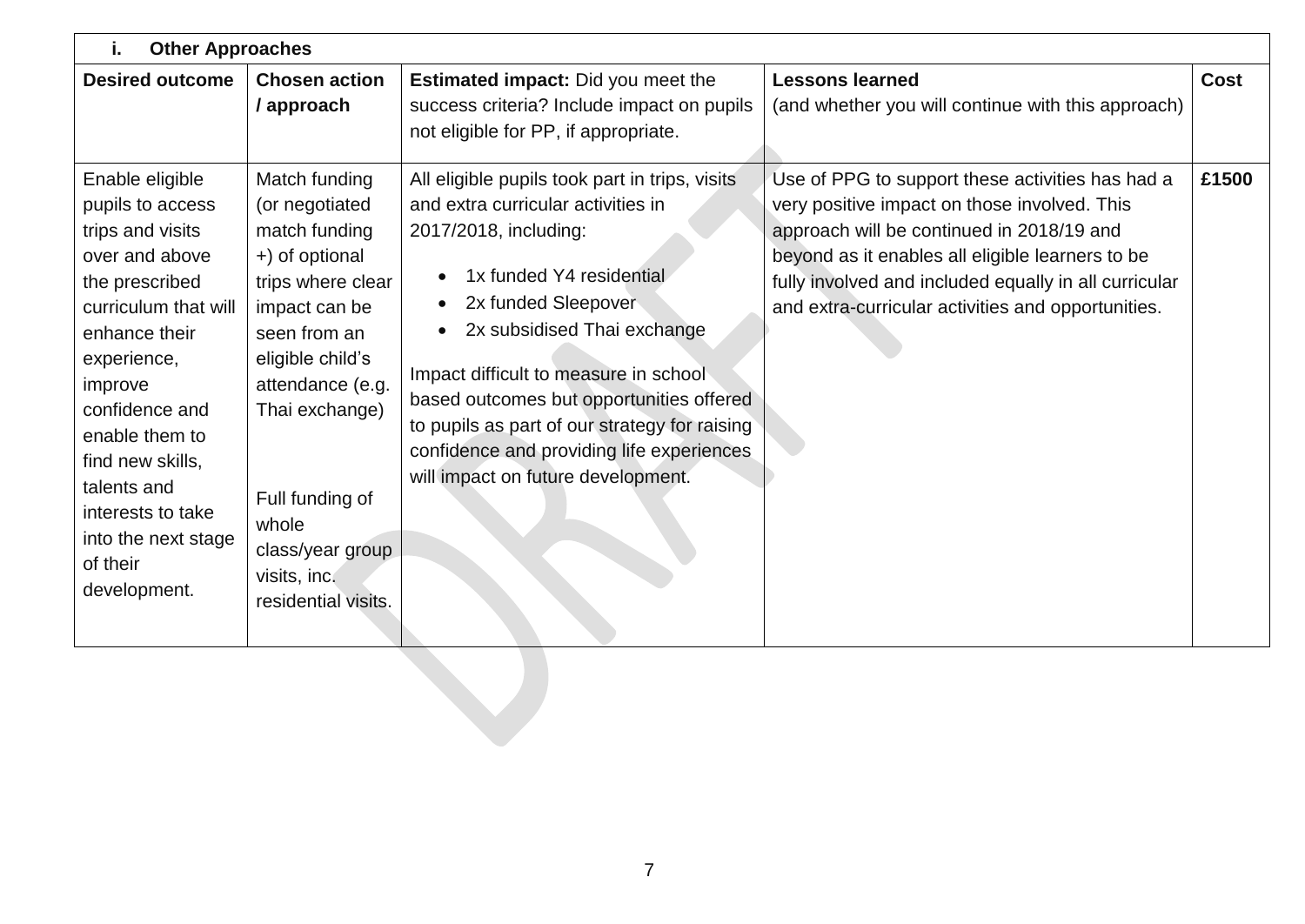### i. Other Approaches

| Desired outcome | Chosen action / approach | **Estimated impact:** Did you meet the success criteria? Include impact on pupils not eligible for PP, if appropriate. | **Lessons learned** (and whether you will continue with this approach) | Cost |
|---|---|---|---|---|
| Enable eligible pupils to access trips and visits over and above the prescribed curriculum that will enhance their experience, improve confidence and enable them to find new skills, talents and interests to take into the next stage of their development. | Match funding (or negotiated match funding +) of optional trips where clear impact can be seen from an eligible child's attendance (e.g. Thai exchange)<br><br>Full funding of whole class/year group visits, inc. residential visits. | All eligible pupils took part in trips, visits and extra curricular activities in 2017/2018, including:<br>• 1x funded Y4 residential<br>• 2x funded Sleepover<br>• 2x subsidised Thai exchange<br><br>Impact difficult to measure in school based outcomes but opportunities offered to pupils as part of our strategy for raising confidence and providing life experiences will impact on future development. | Use of PPG to support these activities has had a very positive impact on those involved. This approach will be continued in 2018/19 and beyond as it enables all eligible learners to be fully involved and included equally in all curricular and extra-curricular activities and opportunities. | **£1500** |